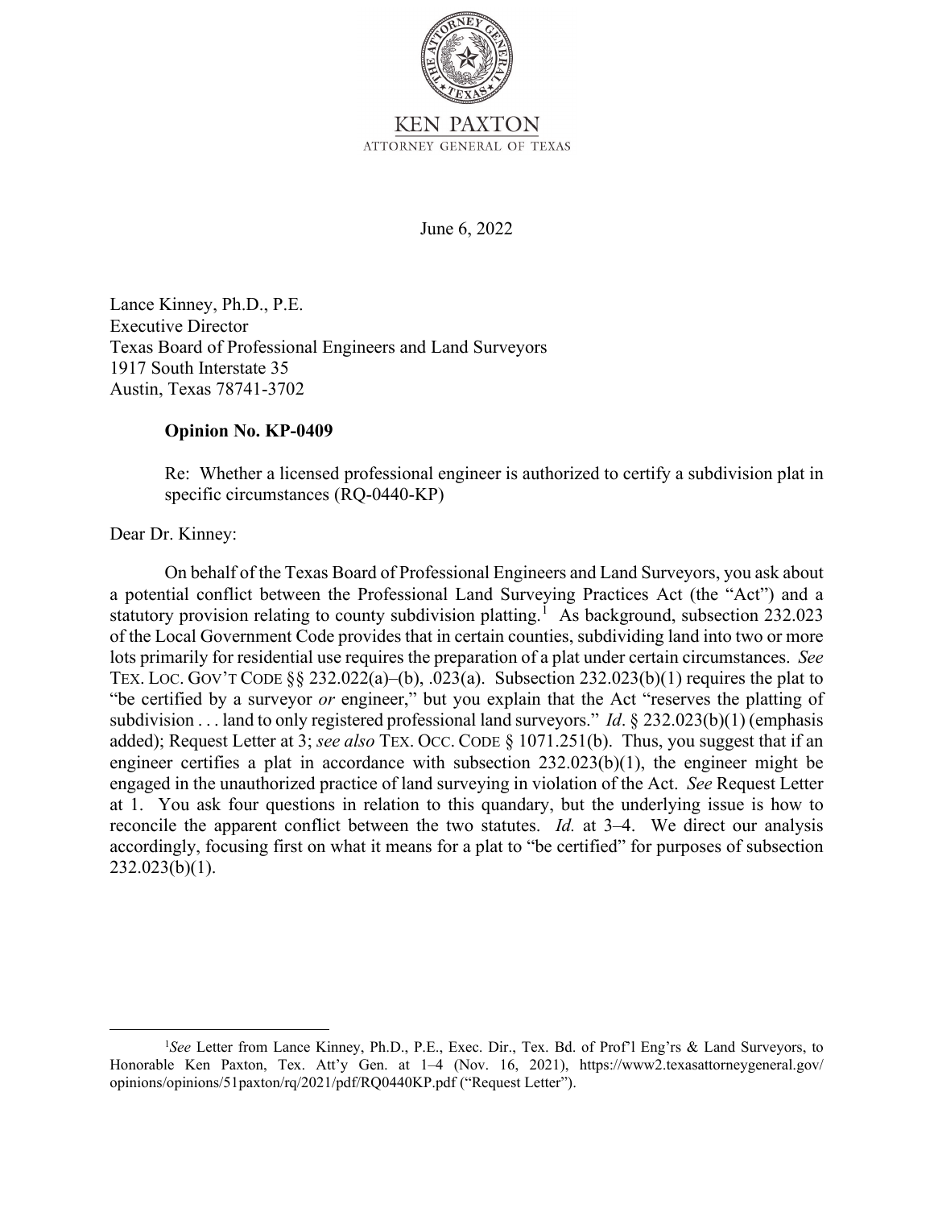KEN PAXTON

ATTORNEY GENERAL OF TEXAS

June 6, 2022

Lance Kinney, Ph.D., P.E.
Executive Director
Texas Board of Professional Engineers and Land Surveyors
1917 South Interstate 35
Austin, Texas 78741-3702

**Opinion No. KP-0409**

Re: Whether a licensed professional engineer is authorized to certify a subdivision plat in specific circumstances (RQ-0440-KP)

Dear Dr. Kinney:

On behalf of the Texas Board of Professional Engineers and Land Surveyors, you ask about a potential conflict between the Professional Land Surveying Practices Act (the "Act") and a statutory provision relating to county subdivision platting.[1] As background, subsection 232.023 of the Local Government Code provides that in certain counties, subdividing land into two or more lots primarily for residential use requires the preparation of a plat under certain circumstances. *See* TEX. LOC. GOV'T CODE §§ 232.022(a)–(b), .023(a). Subsection 232.023(b)(1) requires the plat to "be certified by a surveyor *or* engineer," but you explain that the Act "reserves the platting of subdivision . . . land to only registered professional land surveyors." *Id*. § 232.023(b)(1) (emphasis added); Request Letter at 3; *see also* TEX. OCC. CODE § 1071.251(b). Thus, you suggest that if an engineer certifies a plat in accordance with subsection 232.023(b)(1), the engineer might be engaged in the unauthorized practice of land surveying in violation of the Act. *See* Request Letter at 1. You ask four questions in relation to this quandary, but the underlying issue is how to reconcile the apparent conflict between the two statutes. *Id.* at 3–4. We direct our analysis accordingly, focusing first on what it means for a plat to "be certified" for purposes of subsection 232.023(b)(1).

[1] *See* Letter from Lance Kinney, Ph.D., P.E., Exec. Dir., Tex. Bd. of Prof'l Eng'rs & Land Surveyors, to Honorable Ken Paxton, Tex. Att'y Gen. at 1–4 (Nov. 16, 2021), https://www2.texasattorneygeneral.gov/opinions/opinions/51paxton/rq/2021/pdf/RQ0440KP.pdf ("Request Letter").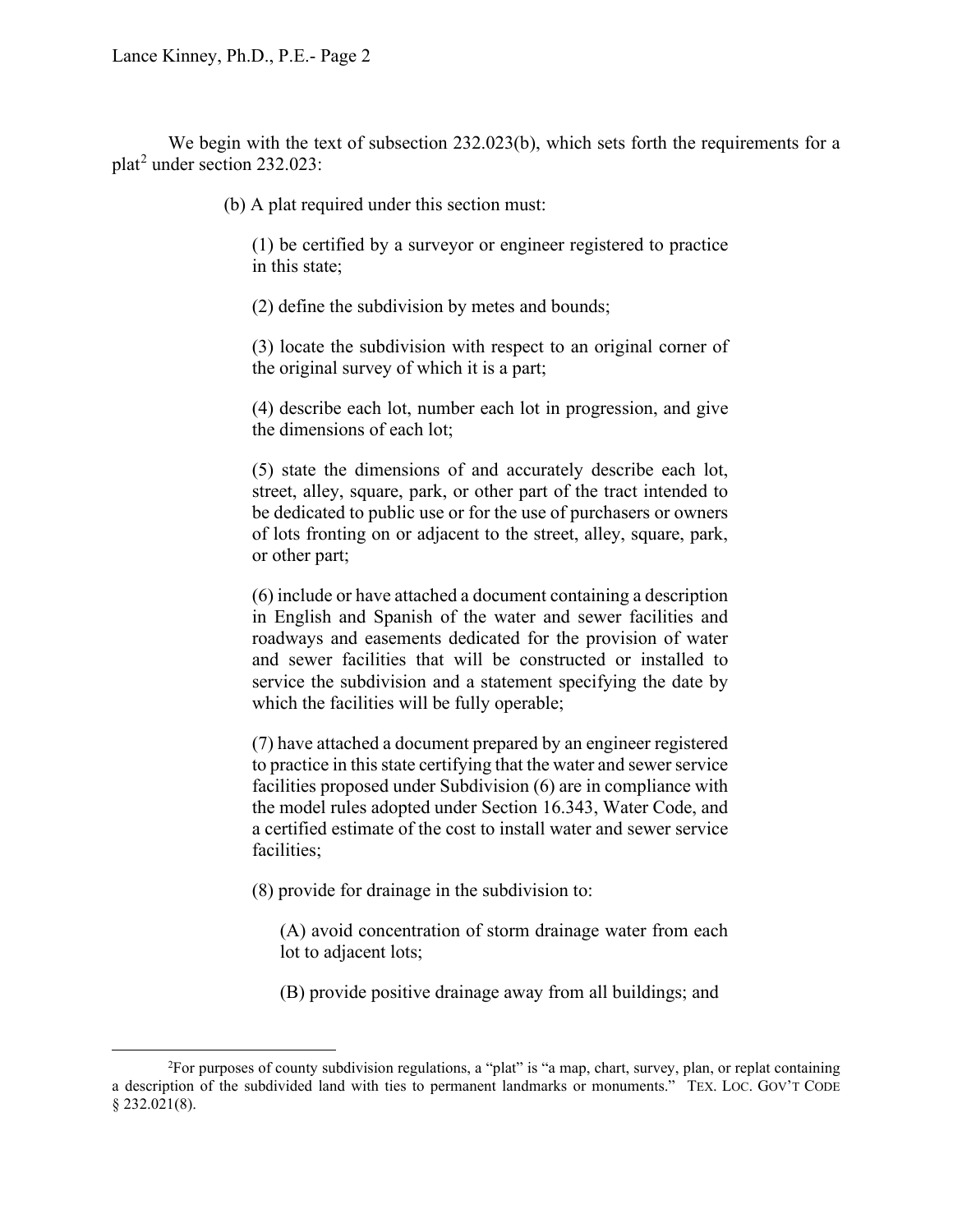We begin with the text of subsection 232.023(b), which sets forth the requirements for a plat[2] under section 232.023:

> (b) A plat required under this section must:
>
> > (1) be certified by a surveyor or engineer registered to practice in this state;
> >
> > (2) define the subdivision by metes and bounds;
> >
> > (3) locate the subdivision with respect to an original corner of the original survey of which it is a part;
> >
> > (4) describe each lot, number each lot in progression, and give the dimensions of each lot;
> >
> > (5) state the dimensions of and accurately describe each lot, street, alley, square, park, or other part of the tract intended to be dedicated to public use or for the use of purchasers or owners of lots fronting on or adjacent to the street, alley, square, park, or other part;
> >
> > (6) include or have attached a document containing a description in English and Spanish of the water and sewer facilities and roadways and easements dedicated for the provision of water and sewer facilities that will be constructed or installed to service the subdivision and a statement specifying the date by which the facilities will be fully operable;
> >
> > (7) have attached a document prepared by an engineer registered to practice in this state certifying that the water and sewer service facilities proposed under Subdivision (6) are in compliance with the model rules adopted under Section 16.343, Water Code, and a certified estimate of the cost to install water and sewer service facilities;
> >
> > (8) provide for drainage in the subdivision to:
> >
> > > (A) avoid concentration of storm drainage water from each lot to adjacent lots;
> > >
> > > (B) provide positive drainage away from all buildings; and

---

[2] For purposes of county subdivision regulations, a "plat" is "a map, chart, survey, plan, or replat containing a description of the subdivided land with ties to permanent landmarks or monuments." TEX. LOC. GOV'T CODE § 232.021(8).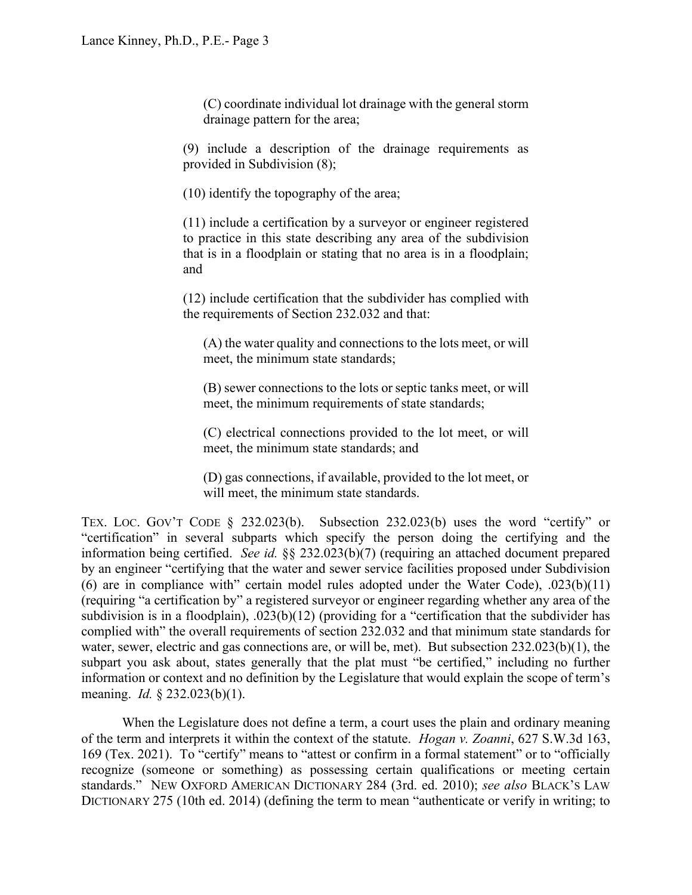> (C) coordinate individual lot drainage with the general storm drainage pattern for the area;
>
> (9) include a description of the drainage requirements as provided in Subdivision (8);
>
> (10) identify the topography of the area;
>
> (11) include a certification by a surveyor or engineer registered to practice in this state describing any area of the subdivision that is in a floodplain or stating that no area is in a floodplain; and
>
> (12) include certification that the subdivider has complied with the requirements of Section 232.032 and that:
>
> > (A) the water quality and connections to the lots meet, or will meet, the minimum state standards;
> >
> > (B) sewer connections to the lots or septic tanks meet, or will meet, the minimum requirements of state standards;
> >
> > (C) electrical connections provided to the lot meet, or will meet, the minimum state standards; and
> >
> > (D) gas connections, if available, provided to the lot meet, or will meet, the minimum state standards.

TEX. LOC. GOV'T CODE § 232.023(b). Subsection 232.023(b) uses the word "certify" or "certification" in several subparts which specify the person doing the certifying and the information being certified. *See id.* §§ 232.023(b)(7) (requiring an attached document prepared by an engineer "certifying that the water and sewer service facilities proposed under Subdivision (6) are in compliance with" certain model rules adopted under the Water Code), .023(b)(11) (requiring "a certification by" a registered surveyor or engineer regarding whether any area of the subdivision is in a floodplain), .023(b)(12) (providing for a "certification that the subdivider has complied with" the overall requirements of section 232.032 and that minimum state standards for water, sewer, electric and gas connections are, or will be, met). But subsection 232.023(b)(1), the subpart you ask about, states generally that the plat must "be certified," including no further information or context and no definition by the Legislature that would explain the scope of term's meaning. *Id.* § 232.023(b)(1).

When the Legislature does not define a term, a court uses the plain and ordinary meaning of the term and interprets it within the context of the statute. *Hogan v. Zoanni*, 627 S.W.3d 163, 169 (Tex. 2021). To "certify" means to "attest or confirm in a formal statement" or to "officially recognize (someone or something) as possessing certain qualifications or meeting certain standards." NEW OXFORD AMERICAN DICTIONARY 284 (3rd. ed. 2010); *see also* BLACK'S LAW DICTIONARY 275 (10th ed. 2014) (defining the term to mean "authenticate or verify in writing; to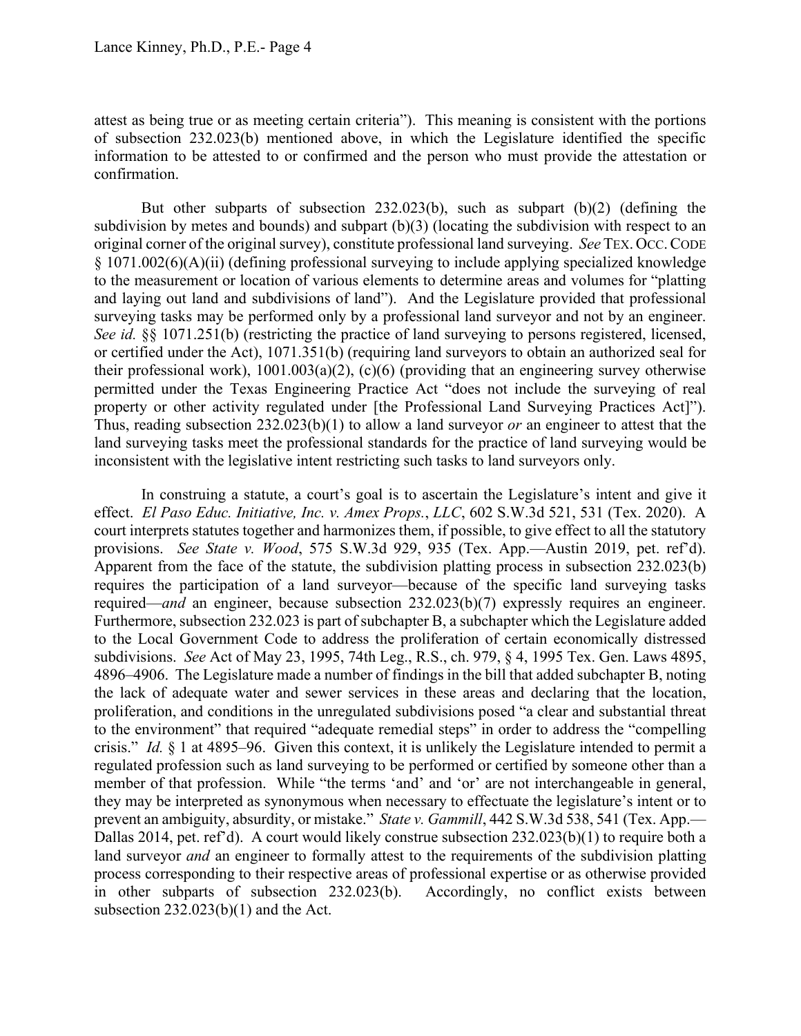attest as being true or as meeting certain criteria"). This meaning is consistent with the portions of subsection 232.023(b) mentioned above, in which the Legislature identified the specific information to be attested to or confirmed and the person who must provide the attestation or confirmation.

But other subparts of subsection 232.023(b), such as subpart (b)(2) (defining the subdivision by metes and bounds) and subpart (b)(3) (locating the subdivision with respect to an original corner of the original survey), constitute professional land surveying. *See* TEX. OCC. CODE § 1071.002(6)(A)(ii) (defining professional surveying to include applying specialized knowledge to the measurement or location of various elements to determine areas and volumes for "platting and laying out land and subdivisions of land"). And the Legislature provided that professional surveying tasks may be performed only by a professional land surveyor and not by an engineer. *See id.* §§ 1071.251(b) (restricting the practice of land surveying to persons registered, licensed, or certified under the Act), 1071.351(b) (requiring land surveyors to obtain an authorized seal for their professional work), 1001.003(a)(2), (c)(6) (providing that an engineering survey otherwise permitted under the Texas Engineering Practice Act "does not include the surveying of real property or other activity regulated under [the Professional Land Surveying Practices Act]"). Thus, reading subsection 232.023(b)(1) to allow a land surveyor *or* an engineer to attest that the land surveying tasks meet the professional standards for the practice of land surveying would be inconsistent with the legislative intent restricting such tasks to land surveyors only.

In construing a statute, a court's goal is to ascertain the Legislature's intent and give it effect. *El Paso Educ. Initiative, Inc. v. Amex Props., LLC*, 602 S.W.3d 521, 531 (Tex. 2020). A court interprets statutes together and harmonizes them, if possible, to give effect to all the statutory provisions. *See State v. Wood*, 575 S.W.3d 929, 935 (Tex. App.—Austin 2019, pet. ref'd). Apparent from the face of the statute, the subdivision platting process in subsection 232.023(b) requires the participation of a land surveyor—because of the specific land surveying tasks required—*and* an engineer, because subsection 232.023(b)(7) expressly requires an engineer. Furthermore, subsection 232.023 is part of subchapter B, a subchapter which the Legislature added to the Local Government Code to address the proliferation of certain economically distressed subdivisions. *See* Act of May 23, 1995, 74th Leg., R.S., ch. 979, § 4, 1995 Tex. Gen. Laws 4895, 4896–4906. The Legislature made a number of findings in the bill that added subchapter B, noting the lack of adequate water and sewer services in these areas and declaring that the location, proliferation, and conditions in the unregulated subdivisions posed "a clear and substantial threat to the environment" that required "adequate remedial steps" in order to address the "compelling crisis." *Id.* § 1 at 4895–96. Given this context, it is unlikely the Legislature intended to permit a regulated profession such as land surveying to be performed or certified by someone other than a member of that profession. While "the terms 'and' and 'or' are not interchangeable in general, they may be interpreted as synonymous when necessary to effectuate the legislature's intent or to prevent an ambiguity, absurdity, or mistake." *State v. Gammill*, 442 S.W.3d 538, 541 (Tex. App.—Dallas 2014, pet. ref'd). A court would likely construe subsection 232.023(b)(1) to require both a land surveyor *and* an engineer to formally attest to the requirements of the subdivision platting process corresponding to their respective areas of professional expertise or as otherwise provided in other subparts of subsection 232.023(b). Accordingly, no conflict exists between subsection 232.023(b)(1) and the Act.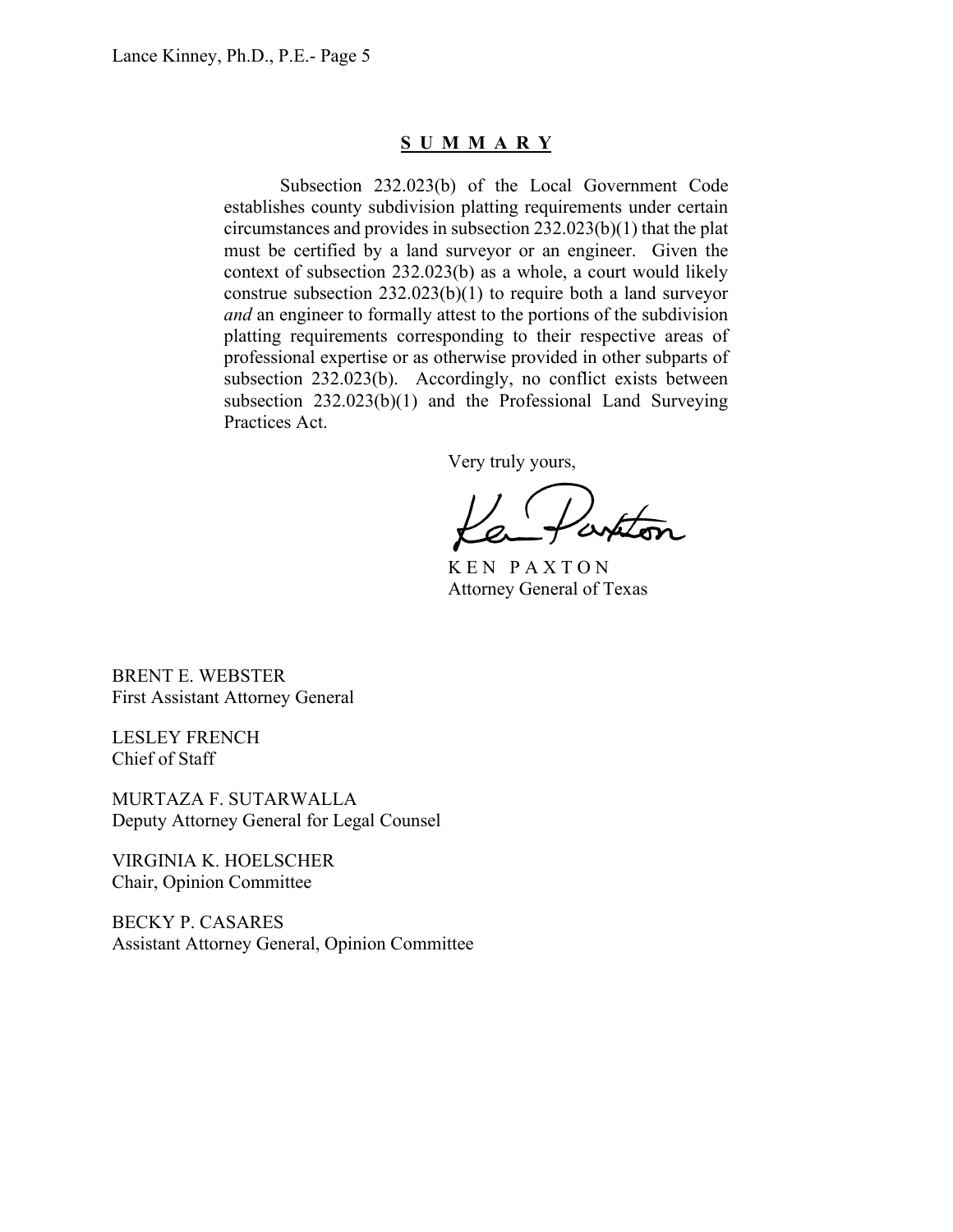## S U M M A R Y

Subsection 232.023(b) of the Local Government Code establishes county subdivision platting requirements under certain circumstances and provides in subsection 232.023(b)(1) that the plat must be certified by a land surveyor or an engineer. Given the context of subsection 232.023(b) as a whole, a court would likely construe subsection 232.023(b)(1) to require both a land surveyor *and* an engineer to formally attest to the portions of the subdivision platting requirements corresponding to their respective areas of professional expertise or as otherwise provided in other subparts of subsection 232.023(b). Accordingly, no conflict exists between subsection 232.023(b)(1) and the Professional Land Surveying Practices Act.

Very truly yours,

K E N P A X T O N
Attorney General of Texas

BRENT E. WEBSTER
First Assistant Attorney General

LESLEY FRENCH
Chief of Staff

MURTAZA F. SUTARWALLA
Deputy Attorney General for Legal Counsel

VIRGINIA K. HOELSCHER
Chair, Opinion Committee

BECKY P. CASARES
Assistant Attorney General, Opinion Committee